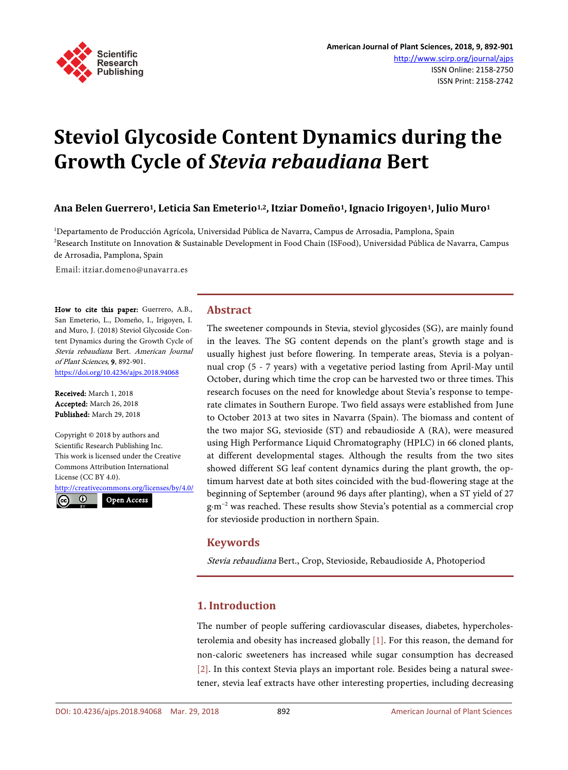# Steviol Glycoside Content Dynamics during the Growth Cycle of *Stevia rebaudiana* Bert

**Ana Belen Guerrero[1], Leticia San Emeterio[1,2], Itziar Domeño[1], Ignacio Irigoyen[1], Julio Muro[1]**

[1]Departamento de Producción Agrícola, Universidad Pública de Navarra, Campus de Arrosadia, Pamplona, Spain
[2]Research Institute on Innovation & Sustainable Development in Food Chain (ISFood), Universidad Pública de Navarra, Campus de Arrosadia, Pamplona, Spain

Email: itziar.domeno@unavarra.es

**How to cite this paper:** Guerrero, A.B., San Emeterio, L., Domeño, I., Irigoyen, I. and Muro, J. (2018) Steviol Glycoside Content Dynamics during the Growth Cycle of *Stevia rebaudiana* Bert. *American Journal of Plant Sciences*, **9**, 892-901.
https://doi.org/10.4236/ajps.2018.94068

**Received:** March 1, 2018
**Accepted:** March 26, 2018
**Published:** March 29, 2018

Copyright © 2018 by authors and Scientific Research Publishing Inc.
This work is licensed under the Creative Commons Attribution International License (CC BY 4.0).
http://creativecommons.org/licenses/by/4.0/

Open Access

## Abstract

The sweetener compounds in Stevia, steviol glycosides (SG), are mainly found in the leaves. The SG content depends on the plant's growth stage and is usually highest just before flowering. In temperate areas, Stevia is a polyannual crop (5 - 7 years) with a vegetative period lasting from April-May until October, during which time the crop can be harvested two or three times. This research focuses on the need for knowledge about Stevia's response to temperate climates in Southern Europe. Two field assays were established from June to October 2013 at two sites in Navarra (Spain). The biomass and content of the two major SG, stevioside (ST) and rebaudioside A (RA), were measured using High Performance Liquid Chromatography (HPLC) in 66 cloned plants, at different developmental stages. Although the results from the two sites showed different SG leaf content dynamics during the plant growth, the optimum harvest date at both sites coincided with the bud-flowering stage at the beginning of September (around 96 days after planting), when a ST yield of 27 $g \cdot m^{-2}$ was reached. These results show Stevia's potential as a commercial crop for stevioside production in northern Spain.

## Keywords

*Stevia rebaudiana* Bert., Crop, Stevioside, Rebaudioside A, Photoperiod

## 1. Introduction

The number of people suffering cardiovascular diseases, diabetes, hypercholesterolemia and obesity has increased globally [1]. For this reason, the demand for non-caloric sweeteners has increased while sugar consumption has decreased [2]. In this context Stevia plays an important role. Besides being a natural sweetener, stevia leaf extracts have other interesting properties, including decreasing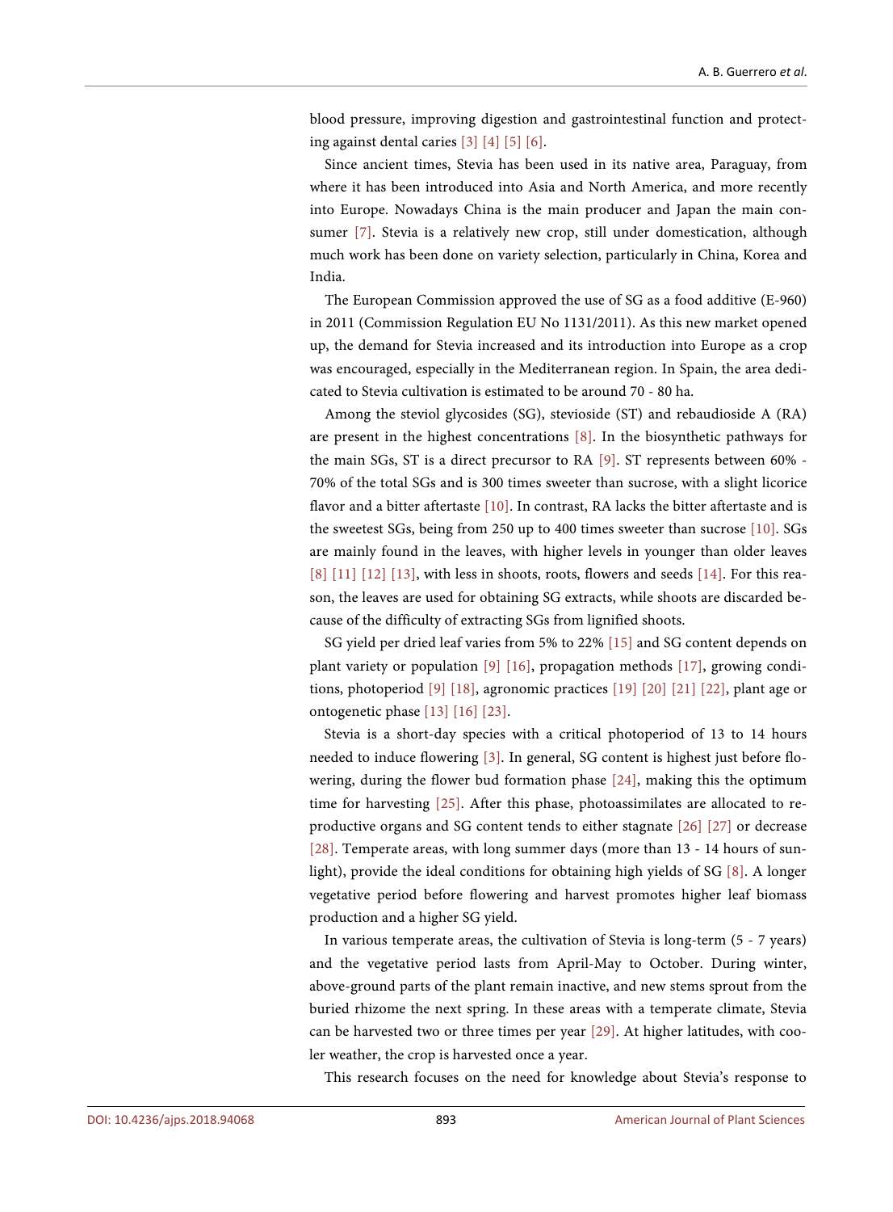blood pressure, improving digestion and gastrointestinal function and protecting against dental caries [3] [4] [5] [6].

Since ancient times, Stevia has been used in its native area, Paraguay, from where it has been introduced into Asia and North America, and more recently into Europe. Nowadays China is the main producer and Japan the main consumer [7]. Stevia is a relatively new crop, still under domestication, although much work has been done on variety selection, particularly in China, Korea and India.

The European Commission approved the use of SG as a food additive (E-960) in 2011 (Commission Regulation EU No 1131/2011). As this new market opened up, the demand for Stevia increased and its introduction into Europe as a crop was encouraged, especially in the Mediterranean region. In Spain, the area dedicated to Stevia cultivation is estimated to be around 70 - 80 ha.

Among the steviol glycosides (SG), stevioside (ST) and rebaudioside A (RA) are present in the highest concentrations [8]. In the biosynthetic pathways for the main SGs, ST is a direct precursor to RA [9]. ST represents between 60% - 70% of the total SGs and is 300 times sweeter than sucrose, with a slight licorice flavor and a bitter aftertaste [10]. In contrast, RA lacks the bitter aftertaste and is the sweetest SGs, being from 250 up to 400 times sweeter than sucrose [10]. SGs are mainly found in the leaves, with higher levels in younger than older leaves [8] [11] [12] [13], with less in shoots, roots, flowers and seeds [14]. For this reason, the leaves are used for obtaining SG extracts, while shoots are discarded because of the difficulty of extracting SGs from lignified shoots.

SG yield per dried leaf varies from 5% to 22% [15] and SG content depends on plant variety or population [9] [16], propagation methods [17], growing conditions, photoperiod [9] [18], agronomic practices [19] [20] [21] [22], plant age or ontogenetic phase [13] [16] [23].

Stevia is a short-day species with a critical photoperiod of 13 to 14 hours needed to induce flowering [3]. In general, SG content is highest just before flowering, during the flower bud formation phase [24], making this the optimum time for harvesting [25]. After this phase, photoassimilates are allocated to reproductive organs and SG content tends to either stagnate [26] [27] or decrease [28]. Temperate areas, with long summer days (more than 13 - 14 hours of sunlight), provide the ideal conditions for obtaining high yields of SG [8]. A longer vegetative period before flowering and harvest promotes higher leaf biomass production and a higher SG yield.

In various temperate areas, the cultivation of Stevia is long-term (5 - 7 years) and the vegetative period lasts from April-May to October. During winter, above-ground parts of the plant remain inactive, and new stems sprout from the buried rhizome the next spring. In these areas with a temperate climate, Stevia can be harvested two or three times per year [29]. At higher latitudes, with cooler weather, the crop is harvested once a year.

This research focuses on the need for knowledge about Stevia's response to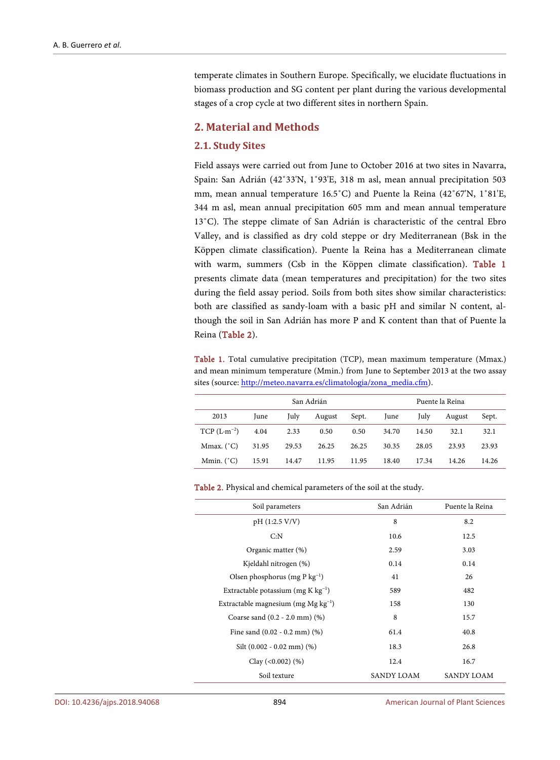temperate climates in Southern Europe. Specifically, we elucidate fluctuations in biomass production and SG content per plant during the various developmental stages of a crop cycle at two different sites in northern Spain.

## 2. Material and Methods

### 2.1. Study Sites

Field assays were carried out from June to October 2016 at two sites in Navarra, Spain: San Adrián (42˚33'N, 1˚93'E, 318 m asl, mean annual precipitation 503 mm, mean annual temperature 16.5˚C) and Puente la Reina (42˚67'N, 1˚81'E, 344 m asl, mean annual precipitation 605 mm and mean annual temperature 13˚C). The steppe climate of San Adrián is characteristic of the central Ebro Valley, and is classified as dry cold steppe or dry Mediterranean (Bsk in the Köppen climate classification). Puente la Reina has a Mediterranean climate with warm, summers (Csb in the Köppen climate classification). Table 1 presents climate data (mean temperatures and precipitation) for the two sites during the field assay period. Soils from both sites show similar characteristics: both are classified as sandy-loam with a basic pH and similar N content, although the soil in San Adrián has more P and K content than that of Puente la Reina (Table 2).

Table 1. Total cumulative precipitation (TCP), mean maximum temperature (Mmax.) and mean minimum temperature (Mmin.) from June to September 2013 at the two assay sites (source: http://meteo.navarra.es/climatologia/zona_media.cfm).

| | San Adrián | | | | Puente la Reina | | | |
|---|---|---|---|---|---|---|---|---|
| 2013 | June | July | August | Sept. | June | July | August | Sept. |
| TCP ($L \cdot m^{-2}$) | 4.04 | 2.33 | 0.50 | 0.50 | 34.70 | 14.50 | 32.1 | 32.1 |
| Mmax. (˚C) | 31.95 | 29.53 | 26.25 | 26.25 | 30.35 | 28.05 | 23.93 | 23.93 |
| Mmin. (˚C) | 15.91 | 14.47 | 11.95 | 11.95 | 18.40 | 17.34 | 14.26 | 14.26 |

Table 2. Physical and chemical parameters of the soil at the study.

| Soil parameters | San Adrián | Puente la Reina |
|---|---|---|
| pH (1:2.5 V/V) | 8 | 8.2 |
| C:N | 10.6 | 12.5 |
| Organic matter (%) | 2.59 | 3.03 |
| Kjeldahl nitrogen (%) | 0.14 | 0.14 |
| Olsen phosphorus (mg P $kg^{-1}$) | 41 | 26 |
| Extractable potassium (mg K $kg^{-1}$) | 589 | 482 |
| Extractable magnesium (mg Mg $kg^{-1}$) | 158 | 130 |
| Coarse sand (0.2 - 2.0 mm) (%) | 8 | 15.7 |
| Fine sand (0.02 - 0.2 mm) (%) | 61.4 | 40.8 |
| Silt (0.002 - 0.02 mm) (%) | 18.3 | 26.8 |
| Clay (<0.002) (%) | 12.4 | 16.7 |
| Soil texture | SANDY LOAM | SANDY LOAM |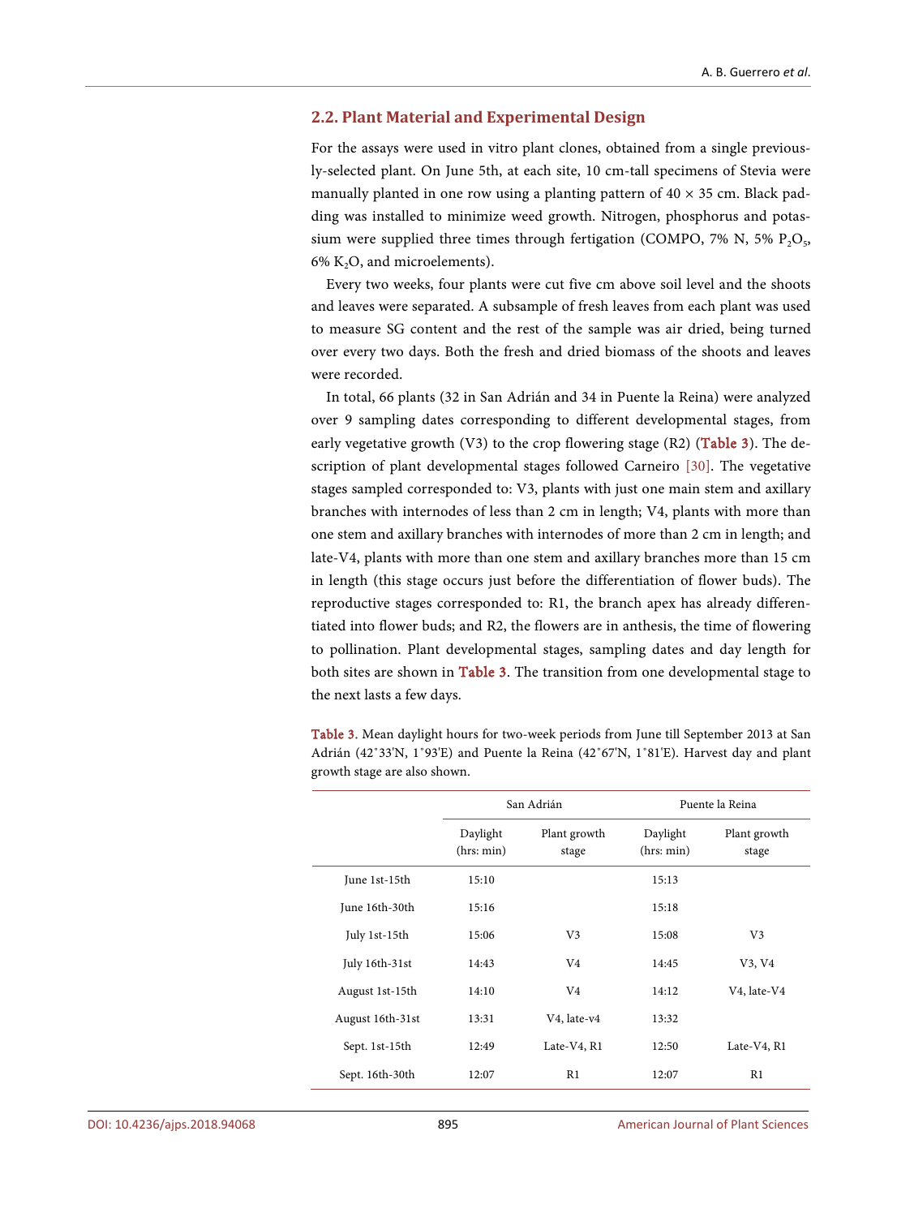## 2.2. Plant Material and Experimental Design

For the assays were used in vitro plant clones, obtained from a single previously-selected plant. On June 5th, at each site, 10 cm-tall specimens of Stevia were manually planted in one row using a planting pattern of 40 × 35 cm. Black padding was installed to minimize weed growth. Nitrogen, phosphorus and potassium were supplied three times through fertigation (COMPO, 7% N, 5% $P_2O_5$, 6% $K_2O$, and microelements).

Every two weeks, four plants were cut five cm above soil level and the shoots and leaves were separated. A subsample of fresh leaves from each plant was used to measure SG content and the rest of the sample was air dried, being turned over every two days. Both the fresh and dried biomass of the shoots and leaves were recorded.

In total, 66 plants (32 in San Adrián and 34 in Puente la Reina) were analyzed over 9 sampling dates corresponding to different developmental stages, from early vegetative growth (V3) to the crop flowering stage (R2) (Table 3). The description of plant developmental stages followed Carneiro [30]. The vegetative stages sampled corresponded to: V3, plants with just one main stem and axillary branches with internodes of less than 2 cm in length; V4, plants with more than one stem and axillary branches with internodes of more than 2 cm in length; and late-V4, plants with more than one stem and axillary branches more than 15 cm in length (this stage occurs just before the differentiation of flower buds). The reproductive stages corresponded to: R1, the branch apex has already differentiated into flower buds; and R2, the flowers are in anthesis, the time of flowering to pollination. Plant developmental stages, sampling dates and day length for both sites are shown in Table 3. The transition from one developmental stage to the next lasts a few days.

Table 3. Mean daylight hours for two-week periods from June till September 2013 at San Adrián (42˚33'N, 1˚93'E) and Puente la Reina (42˚67'N, 1˚81'E). Harvest day and plant growth stage are also shown.

| | San Adrián | | Puente la Reina | |
|---|---|---|---|---|
| | Daylight (hrs: min) | Plant growth stage | Daylight (hrs: min) | Plant growth stage |
| June 1st-15th | 15:10 | | 15:13 | |
| June 16th-30th | 15:16 | | 15:18 | |
| July 1st-15th | 15:06 | V3 | 15:08 | V3 |
| July 16th-31st | 14:43 | V4 | 14:45 | V3, V4 |
| August 1st-15th | 14:10 | V4 | 14:12 | V4, late-V4 |
| August 16th-31st | 13:31 | V4, late-v4 | 13:32 | |
| Sept. 1st-15th | 12:49 | Late-V4, R1 | 12:50 | Late-V4, R1 |
| Sept. 16th-30th | 12:07 | R1 | 12:07 | R1 |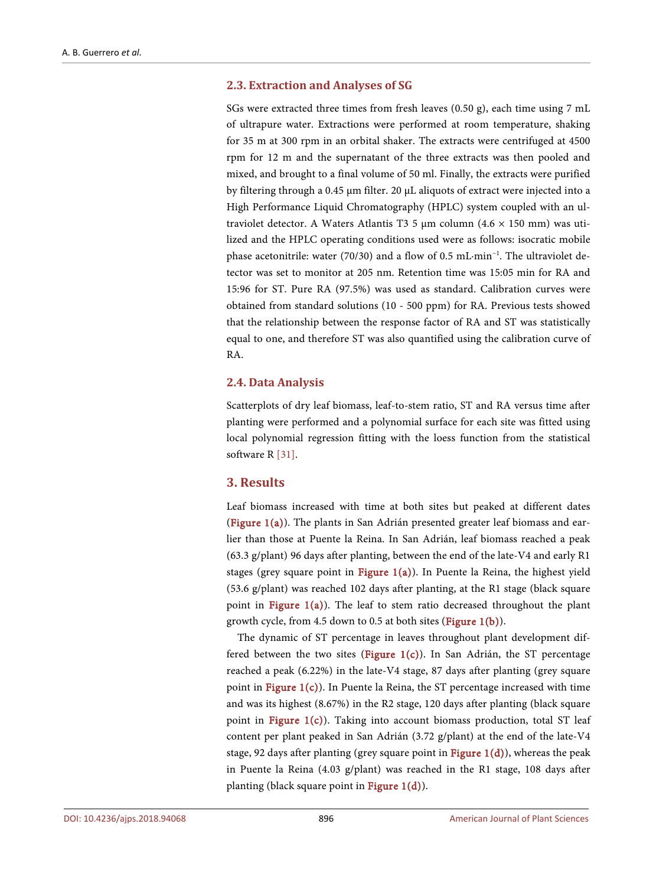### 2.3. Extraction and Analyses of SG

SGs were extracted three times from fresh leaves (0.50 g), each time using 7 mL of ultrapure water. Extractions were performed at room temperature, shaking for 35 m at 300 rpm in an orbital shaker. The extracts were centrifuged at 4500 rpm for 12 m and the supernatant of the three extracts was then pooled and mixed, and brought to a final volume of 50 ml. Finally, the extracts were purified by filtering through a 0.45 µm filter. 20 µL aliquots of extract were injected into a High Performance Liquid Chromatography (HPLC) system coupled with an ultraviolet detector. A Waters Atlantis T3 5 µm column (4.6 × 150 mm) was utilized and the HPLC operating conditions used were as follows: isocratic mobile phase acetonitrile: water (70/30) and a flow of 0.5 $mL \cdot min^{-1}$. The ultraviolet detector was set to monitor at 205 nm. Retention time was 15:05 min for RA and 15:96 for ST. Pure RA (97.5%) was used as standard. Calibration curves were obtained from standard solutions (10 - 500 ppm) for RA. Previous tests showed that the relationship between the response factor of RA and ST was statistically equal to one, and therefore ST was also quantified using the calibration curve of RA.

### 2.4. Data Analysis

Scatterplots of dry leaf biomass, leaf-to-stem ratio, ST and RA versus time after planting were performed and a polynomial surface for each site was fitted using local polynomial regression fitting with the loess function from the statistical software R [31].

## 3. Results

Leaf biomass increased with time at both sites but peaked at different dates (Figure 1(a)). The plants in San Adrián presented greater leaf biomass and earlier than those at Puente la Reina. In San Adrián, leaf biomass reached a peak (63.3 g/plant) 96 days after planting, between the end of the late-V4 and early R1 stages (grey square point in Figure 1(a)). In Puente la Reina, the highest yield (53.6 g/plant) was reached 102 days after planting, at the R1 stage (black square point in Figure 1(a)). The leaf to stem ratio decreased throughout the plant growth cycle, from 4.5 down to 0.5 at both sites (Figure 1(b)).

The dynamic of ST percentage in leaves throughout plant development differed between the two sites (Figure 1(c)). In San Adrián, the ST percentage reached a peak (6.22%) in the late-V4 stage, 87 days after planting (grey square point in Figure 1(c)). In Puente la Reina, the ST percentage increased with time and was its highest (8.67%) in the R2 stage, 120 days after planting (black square point in Figure 1(c)). Taking into account biomass production, total ST leaf content per plant peaked in San Adrián (3.72 g/plant) at the end of the late-V4 stage, 92 days after planting (grey square point in Figure 1(d)), whereas the peak in Puente la Reina (4.03 g/plant) was reached in the R1 stage, 108 days after planting (black square point in Figure 1(d)).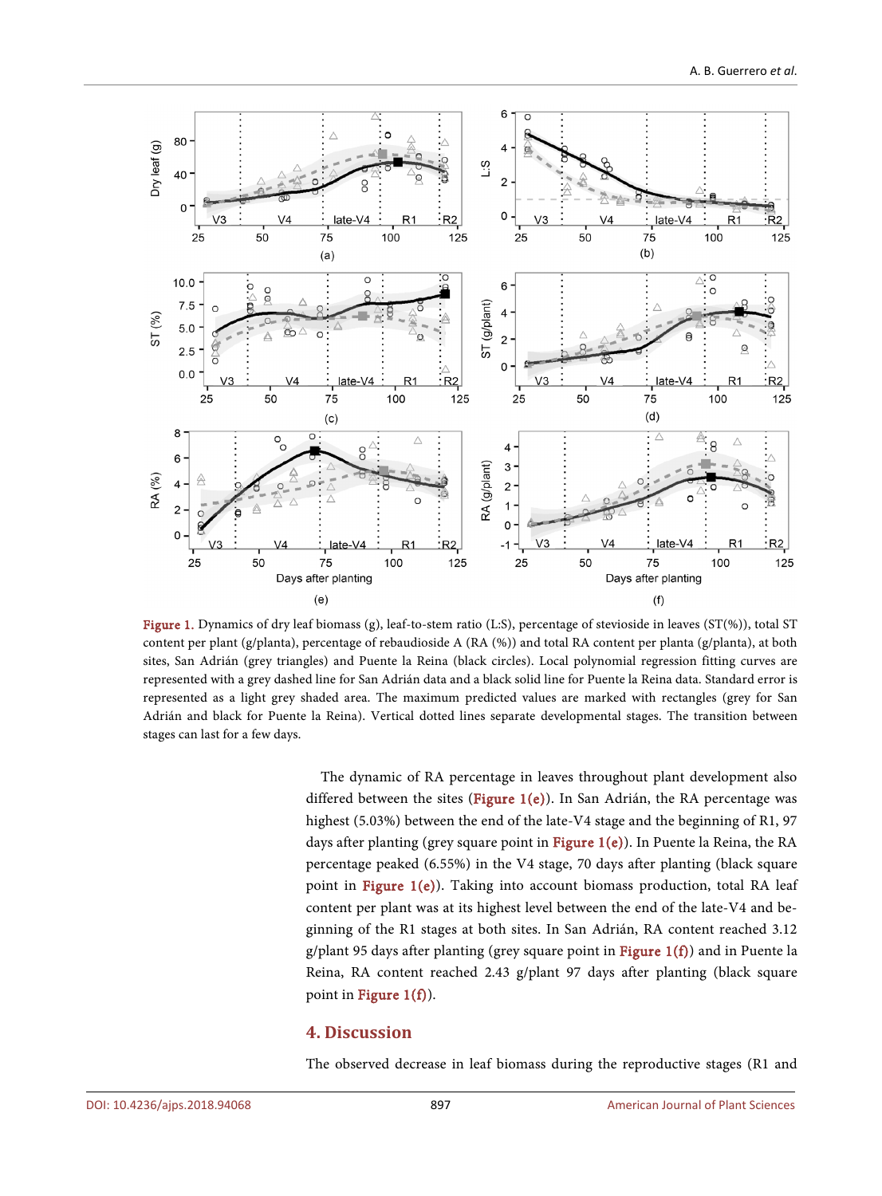Figure 1. Dynamics of dry leaf biomass (g), leaf-to-stem ratio (L:S), percentage of stevioside in leaves (ST(%)), total ST content per plant (g/planta), percentage of rebaudioside A (RA (%)) and total RA content per planta (g/planta), at both sites, San Adrián (grey triangles) and Puente la Reina (black circles). Local polynomial regression fitting curves are represented with a grey dashed line for San Adrián data and a black solid line for Puente la Reina data. Standard error is represented as a light grey shaded area. The maximum predicted values are marked with rectangles (grey for San Adrián and black for Puente la Reina). Vertical dotted lines separate developmental stages. The transition between stages can last for a few days.

The dynamic of RA percentage in leaves throughout plant development also differed between the sites (Figure 1(e)). In San Adrián, the RA percentage was highest (5.03%) between the end of the late-V4 stage and the beginning of R1, 97 days after planting (grey square point in Figure 1(e)). In Puente la Reina, the RA percentage peaked (6.55%) in the V4 stage, 70 days after planting (black square point in Figure 1(e)). Taking into account biomass production, total RA leaf content per plant was at its highest level between the end of the late-V4 and beginning of the R1 stages at both sites. In San Adrián, RA content reached 3.12 g/plant 95 days after planting (grey square point in Figure 1(f)) and in Puente la Reina, RA content reached 2.43 g/plant 97 days after planting (black square point in Figure 1(f)).

## 4. Discussion

The observed decrease in leaf biomass during the reproductive stages (R1 and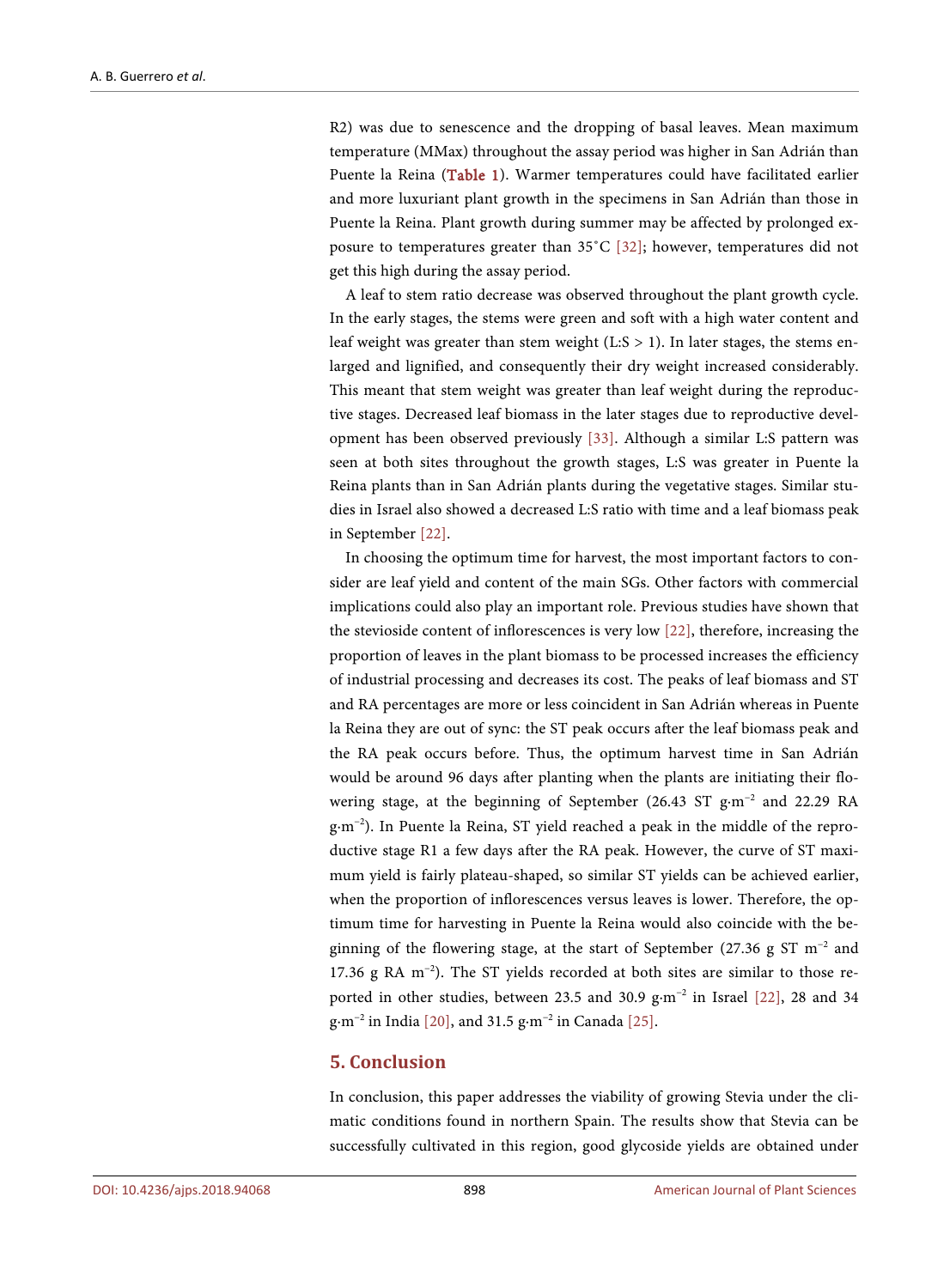R2) was due to senescence and the dropping of basal leaves. Mean maximum temperature (MMax) throughout the assay period was higher in San Adrián than Puente la Reina (**Table 1**). Warmer temperatures could have facilitated earlier and more luxuriant plant growth in the specimens in San Adrián than those in Puente la Reina. Plant growth during summer may be affected by prolonged exposure to temperatures greater than 35˚C [32]; however, temperatures did not get this high during the assay period.

A leaf to stem ratio decrease was observed throughout the plant growth cycle. In the early stages, the stems were green and soft with a high water content and leaf weight was greater than stem weight (L:S > 1). In later stages, the stems enlarged and lignified, and consequently their dry weight increased considerably. This meant that stem weight was greater than leaf weight during the reproductive stages. Decreased leaf biomass in the later stages due to reproductive development has been observed previously [33]. Although a similar L:S pattern was seen at both sites throughout the growth stages, L:S was greater in Puente la Reina plants than in San Adrián plants during the vegetative stages. Similar studies in Israel also showed a decreased L:S ratio with time and a leaf biomass peak in September [22].

In choosing the optimum time for harvest, the most important factors to consider are leaf yield and content of the main SGs. Other factors with commercial implications could also play an important role. Previous studies have shown that the stevioside content of inflorescences is very low [22], therefore, increasing the proportion of leaves in the plant biomass to be processed increases the efficiency of industrial processing and decreases its cost. The peaks of leaf biomass and ST and RA percentages are more or less coincident in San Adrián whereas in Puente la Reina they are out of sync: the ST peak occurs after the leaf biomass peak and the RA peak occurs before. Thus, the optimum harvest time in San Adrián would be around 96 days after planting when the plants are initiating their flowering stage, at the beginning of September (26.43 ST $g \cdot m^{-2}$ and 22.29 RA $g \cdot m^{-2}$). In Puente la Reina, ST yield reached a peak in the middle of the reproductive stage R1 a few days after the RA peak. However, the curve of ST maximum yield is fairly plateau-shaped, so similar ST yields can be achieved earlier, when the proportion of inflorescences versus leaves is lower. Therefore, the optimum time for harvesting in Puente la Reina would also coincide with the beginning of the flowering stage, at the start of September (27.36 g ST $m^{-2}$ and 17.36 g RA $m^{-2}$). The ST yields recorded at both sites are similar to those reported in other studies, between 23.5 and 30.9 $g \cdot m^{-2}$ in Israel [22], 28 and 34 $g \cdot m^{-2}$ in India [20], and 31.5 $g \cdot m^{-2}$ in Canada [25].

## 5. Conclusion

In conclusion, this paper addresses the viability of growing Stevia under the climatic conditions found in northern Spain. The results show that Stevia can be successfully cultivated in this region, good glycoside yields are obtained under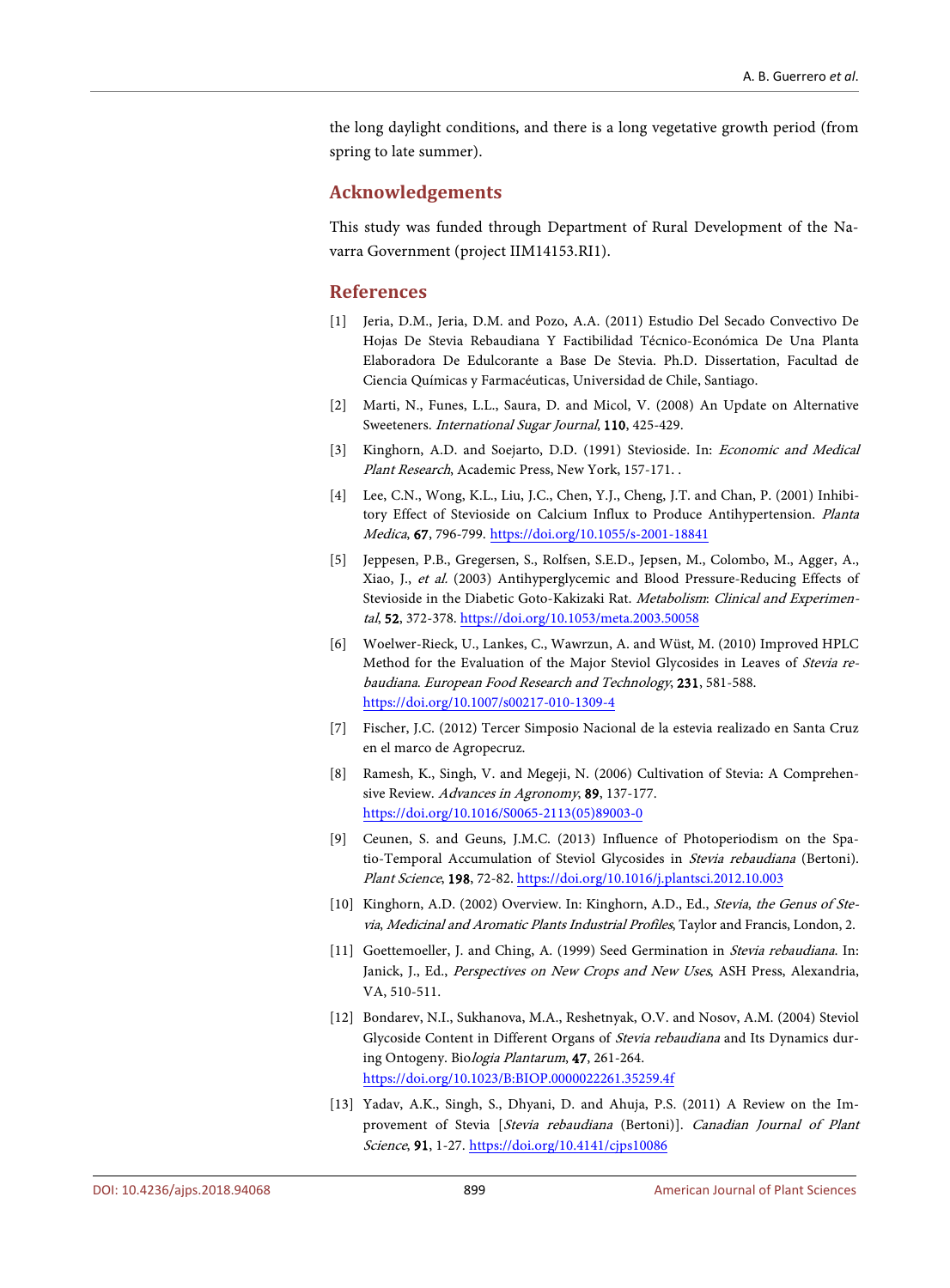the long daylight conditions, and there is a long vegetative growth period (from spring to late summer).

## Acknowledgements

This study was funded through Department of Rural Development of the Navarra Government (project IIM14153.RI1).

## References

[1] Jeria, D.M., Jeria, D.M. and Pozo, A.A. (2011) Estudio Del Secado Convectivo De Hojas De Stevia Rebaudiana Y Factibilidad Técnico-Económica De Una Planta Elaboradora De Edulcorante a Base De Stevia. Ph.D. Dissertation, Facultad de Ciencia Químicas y Farmacéuticas, Universidad de Chile, Santiago.

[2] Marti, N., Funes, L.L., Saura, D. and Micol, V. (2008) An Update on Alternative Sweeteners. *International Sugar Journal*, **110**, 425-429.

[3] Kinghorn, A.D. and Soejarto, D.D. (1991) Stevioside. In: *Economic and Medical Plant Research*, Academic Press, New York, 157-171. .

[4] Lee, C.N., Wong, K.L., Liu, J.C., Chen, Y.J., Cheng, J.T. and Chan, P. (2001) Inhibitory Effect of Stevioside on Calcium Influx to Produce Antihypertension. *Planta Medica*, **67**, 796-799. https://doi.org/10.1055/s-2001-18841

[5] Jeppesen, P.B., Gregersen, S., Rolfsen, S.E.D., Jepsen, M., Colombo, M., Agger, A., Xiao, J., *et al.* (2003) Antihyperglycemic and Blood Pressure-Reducing Effects of Stevioside in the Diabetic Goto-Kakizaki Rat. *Metabolism*: *Clinical and Experimental*, **52**, 372-378. https://doi.org/10.1053/meta.2003.50058

[6] Woelwer-Rieck, U., Lankes, C., Wawrzun, A. and Wüst, M. (2010) Improved HPLC Method for the Evaluation of the Major Steviol Glycosides in Leaves of *Stevia rebaudiana*. *European Food Research and Technology*, **231**, 581-588. https://doi.org/10.1007/s00217-010-1309-4

[7] Fischer, J.C. (2012) Tercer Simposio Nacional de la estevia realizado en Santa Cruz en el marco de Agropecruz.

[8] Ramesh, K., Singh, V. and Megeji, N. (2006) Cultivation of Stevia: A Comprehensive Review. *Advances in Agronomy*, **89**, 137-177. https://doi.org/10.1016/S0065-2113(05)89003-0

[9] Ceunen, S. and Geuns, J.M.C. (2013) Influence of Photoperiodism on the Spatio-Temporal Accumulation of Steviol Glycosides in *Stevia rebaudiana* (Bertoni). *Plant Science*, **198**, 72-82. https://doi.org/10.1016/j.plantsci.2012.10.003

[10] Kinghorn, A.D. (2002) Overview. In: Kinghorn, A.D., Ed., *Stevia*, *the Genus of Stevia*, *Medicinal and Aromatic Plants Industrial Profiles*, Taylor and Francis, London, 2.

[11] Goettemoeller, J. and Ching, A. (1999) Seed Germination in *Stevia rebaudiana*. In: Janick, J., Ed., *Perspectives on New Crops and New Uses*, ASH Press, Alexandria, VA, 510-511.

[12] Bondarev, N.I., Sukhanova, M.A., Reshetnyak, O.V. and Nosov, A.M. (2004) Steviol Glycoside Content in Different Organs of *Stevia rebaudiana* and Its Dynamics during Ontogeny. Bio*logia Plantarum*, **47**, 261-264. https://doi.org/10.1023/B:BIOP.0000022261.35259.4f

[13] Yadav, A.K., Singh, S., Dhyani, D. and Ahuja, P.S. (2011) A Review on the Improvement of Stevia [*Stevia rebaudiana* (Bertoni)]. *Canadian Journal of Plant Science*, **91**, 1-27. https://doi.org/10.4141/cjps10086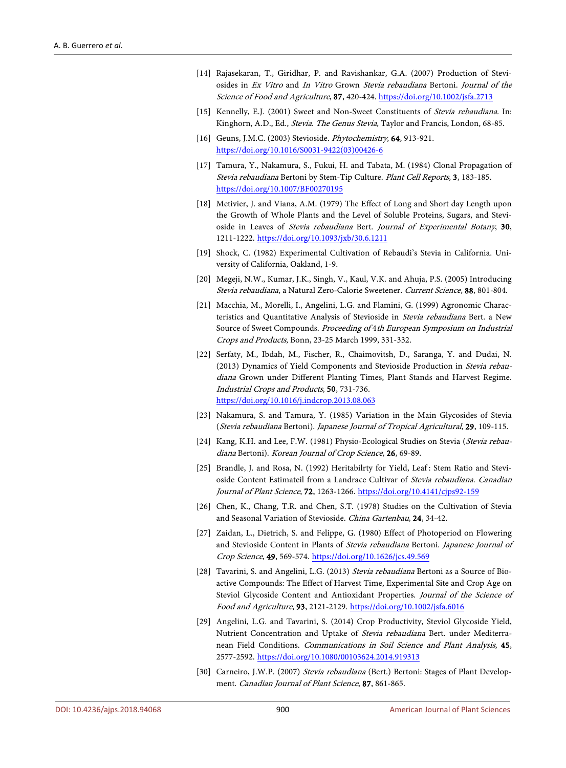[14] Rajasekaran, T., Giridhar, P. and Ravishankar, G.A. (2007) Production of Steviosides in *Ex Vitro* and *In Vitro* Grown *Stevia rebaudiana* Bertoni. *Journal of the Science of Food and Agriculture*, **87**, 420-424. https://doi.org/10.1002/jsfa.2713

[15] Kennelly, E.J. (2001) Sweet and Non-Sweet Constituents of *Stevia rebaudiana*. In: Kinghorn, A.D., Ed., *Stevia. The Genus Stevia*, Taylor and Francis, London, 68-85.

[16] Geuns, J.M.C. (2003) Stevioside. *Phytochemistry*, **64**, 913-921. https://doi.org/10.1016/S0031-9422(03)00426-6

[17] Tamura, Y., Nakamura, S., Fukui, H. and Tabata, M. (1984) Clonal Propagation of *Stevia rebaudiana* Bertoni by Stem-Tip Culture. *Plant Cell Reports*, **3**, 183-185. https://doi.org/10.1007/BF00270195

[18] Metivier, J. and Viana, A.M. (1979) The Effect of Long and Short day Length upon the Growth of Whole Plants and the Level of Soluble Proteins, Sugars, and Stevioside in Leaves of *Stevia rebaudiana* Bert. *Journal of Experimental Botany*, **30**, 1211-1222. https://doi.org/10.1093/jxb/30.6.1211

[19] Shock, C. (1982) Experimental Cultivation of Rebaudi's Stevia in California. University of California, Oakland, 1-9.

[20] Megeji, N.W., Kumar, J.K., Singh, V., Kaul, V.K. and Ahuja, P.S. (2005) Introducing *Stevia rebaudiana*, a Natural Zero-Calorie Sweetener. *Current Science*, **88**, 801-804.

[21] Macchia, M., Morelli, I., Angelini, L.G. and Flamini, G. (1999) Agronomic Characteristics and Quantitative Analysis of Stevioside in *Stevia rebaudiana* Bert. a New Source of Sweet Compounds. *Proceeding of* 4*th European Symposium on Industrial Crops and Products*, Bonn, 23-25 March 1999, 331-332.

[22] Serfaty, M., Ibdah, M., Fischer, R., Chaimovitsh, D., Saranga, Y. and Dudai, N. (2013) Dynamics of Yield Components and Stevioside Production in *Stevia rebaudiana* Grown under Different Planting Times, Plant Stands and Harvest Regime. *Industrial Crops and Products*, **50**, 731-736. https://doi.org/10.1016/j.indcrop.2013.08.063

[23] Nakamura, S. and Tamura, Y. (1985) Variation in the Main Glycosides of Stevia (*Stevia rebaudiana* Bertoni). *Japanese Journal of Tropical Agricultural*, **29**, 109-115.

[24] Kang, K.H. and Lee, F.W. (1981) Physio-Ecological Studies on Stevia (*Stevia rebaudiana* Bertoni). *Korean Journal of Crop Science*, **26**, 69-89.

[25] Brandle, J. and Rosa, N. (1992) Heritabilrty for Yield, Leaf : Stem Ratio and Stevioside Content Estimateil from a Landrace Cultivar of *Stevia rebaudiana*. *Canadian Journal of Plant Science*, **72**, 1263-1266. https://doi.org/10.4141/cjps92-159

[26] Chen, K., Chang, T.R. and Chen, S.T. (1978) Studies on the Cultivation of Stevia and Seasonal Variation of Stevioside. *China Gartenbau*, **24**, 34-42.

[27] Zaidan, L., Dietrich, S. and Felippe, G. (1980) Effect of Photoperiod on Flowering and Stevioside Content in Plants of *Stevia rebaudiana* Bertoni. *Japanese Journal of Crop Science*, **49**, 569-574. https://doi.org/10.1626/jcs.49.569

[28] Tavarini, S. and Angelini, L.G. (2013) *Stevia rebaudiana* Bertoni as a Source of Bioactive Compounds: The Effect of Harvest Time, Experimental Site and Crop Age on Steviol Glycoside Content and Antioxidant Properties. *Journal of the Science of Food and Agriculture*, **93**, 2121-2129. https://doi.org/10.1002/jsfa.6016

[29] Angelini, L.G. and Tavarini, S. (2014) Crop Productivity, Steviol Glycoside Yield, Nutrient Concentration and Uptake of *Stevia rebaudiana* Bert. under Mediterranean Field Conditions. *Communications in Soil Science and Plant Analysis*, **45**, 2577-2592. https://doi.org/10.1080/00103624.2014.919313

[30] Carneiro, J.W.P. (2007) *Stevia rebaudiana* (Bert.) Bertoni: Stages of Plant Development. *Canadian Journal of Plant Science*, **87**, 861-865.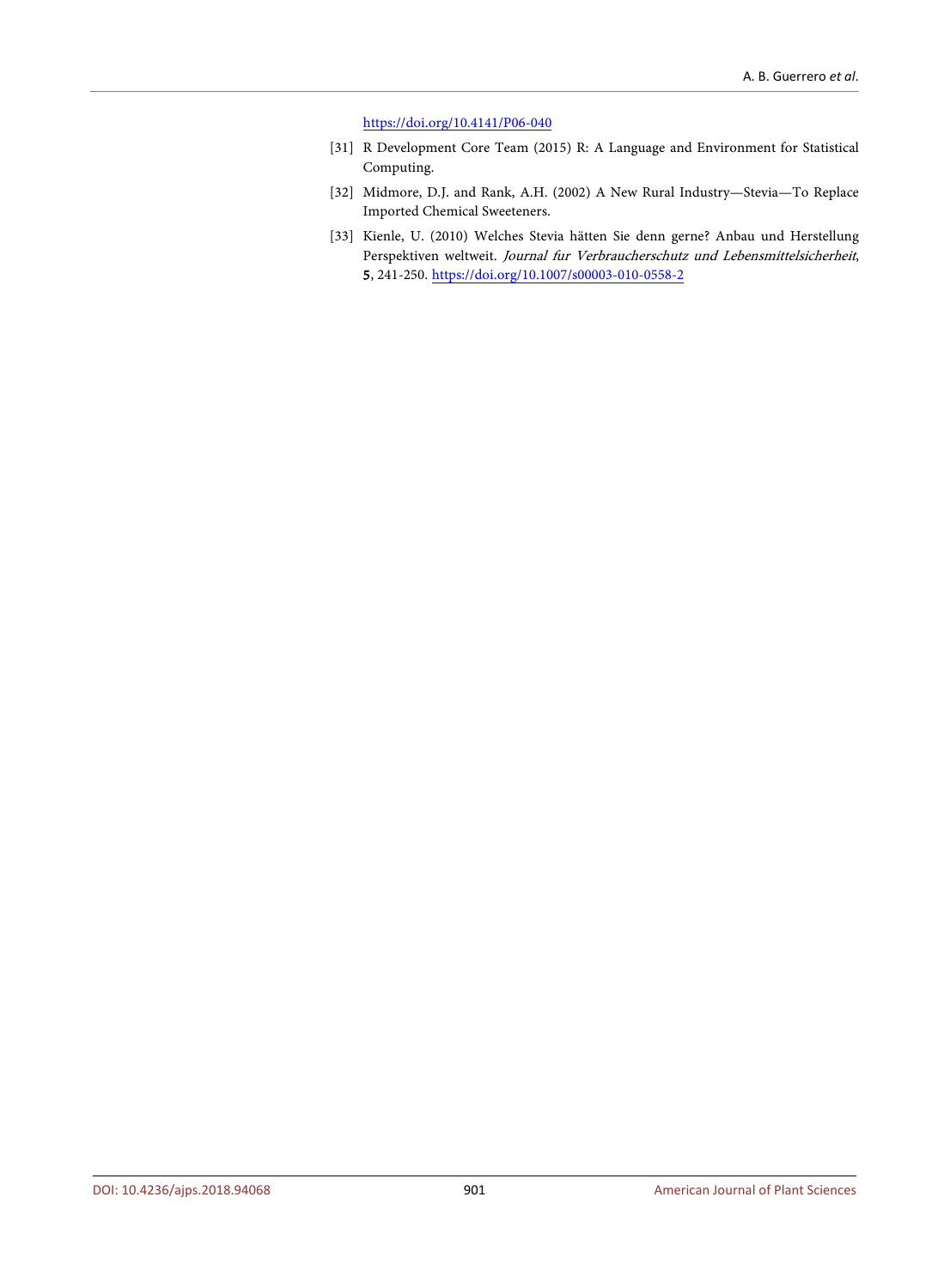https://doi.org/10.4141/P06-040

[31] R Development Core Team (2015) R: A Language and Environment for Statistical Computing.

[32] Midmore, D.J. and Rank, A.H. (2002) A New Rural Industry—Stevia—To Replace Imported Chemical Sweeteners.

[33] Kienle, U. (2010) Welches Stevia hätten Sie denn gerne? Anbau und Herstellung Perspektiven weltweit. *Journal fur Verbraucherschutz und Lebensmittelsicherheit*, **5**, 241-250. https://doi.org/10.1007/s00003-010-0558-2